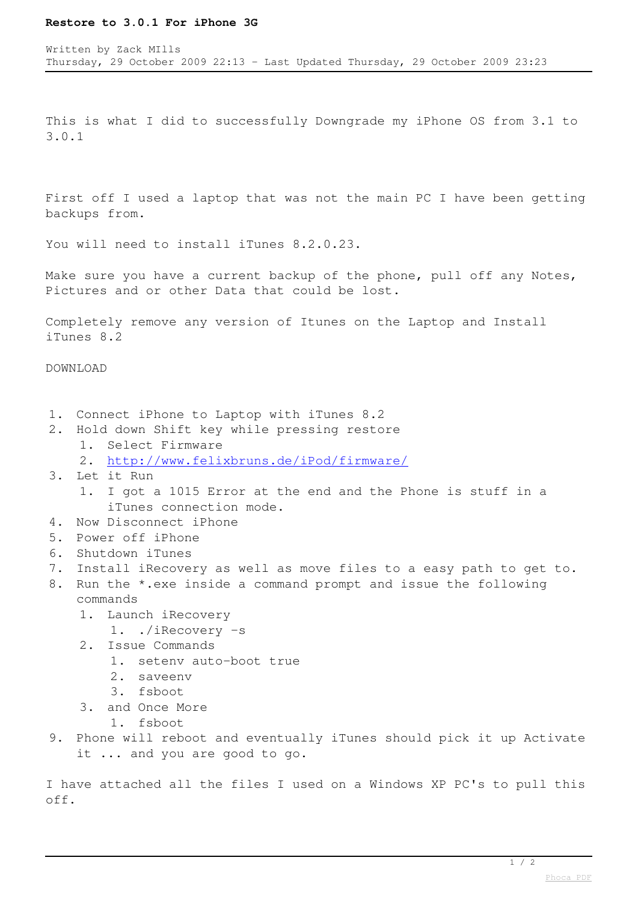# Restore to 3.0.1 For iPhone 3G

Written by Zack MIlls
Thursday, 29 October 2009 22:13 - Last Updated Thursday, 29 October 2009 23:23

This is what I did to successfully Downgrade my iPhone OS from 3.1 to 3.0.1

First off I used a laptop that was not the main PC I have been getting backups from.

You will need to install iTunes 8.2.0.23.

Make sure you have a current backup of the phone, pull off any Notes, Pictures and or other Data that could be lost.

Completely remove any version of Itunes on the Laptop and Install iTunes 8.2

DOWNLOAD

1. Connect iPhone to Laptop with iTunes 8.2
2. Hold down Shift key while pressing restore
    1. Select Firmware
    2. [http://www.felixbruns.de/iPod/firmware/](http://www.felixbruns.de/iPod/firmware/)
3. Let it Run
    1. I got a 1015 Error at the end and the Phone is stuff in a iTunes connection mode.
4. Now Disconnect iPhone
5. Power off iPhone
6. Shutdown iTunes
7. Install iRecovery as well as move files to a easy path to get to.
8. Run the *.exe inside a command prompt and issue the following commands
    1. Launch iRecovery
        1. ./iRecovery -s
    2. Issue Commands
        1. setenv auto-boot true
        2. saveenv
        3. fsboot
    3. and Once More
        1. fsboot
9. Phone will reboot and eventually iTunes should pick it up Activate it ... and you are good to go.

I have attached all the files I used on a Windows XP PC's to pull this off.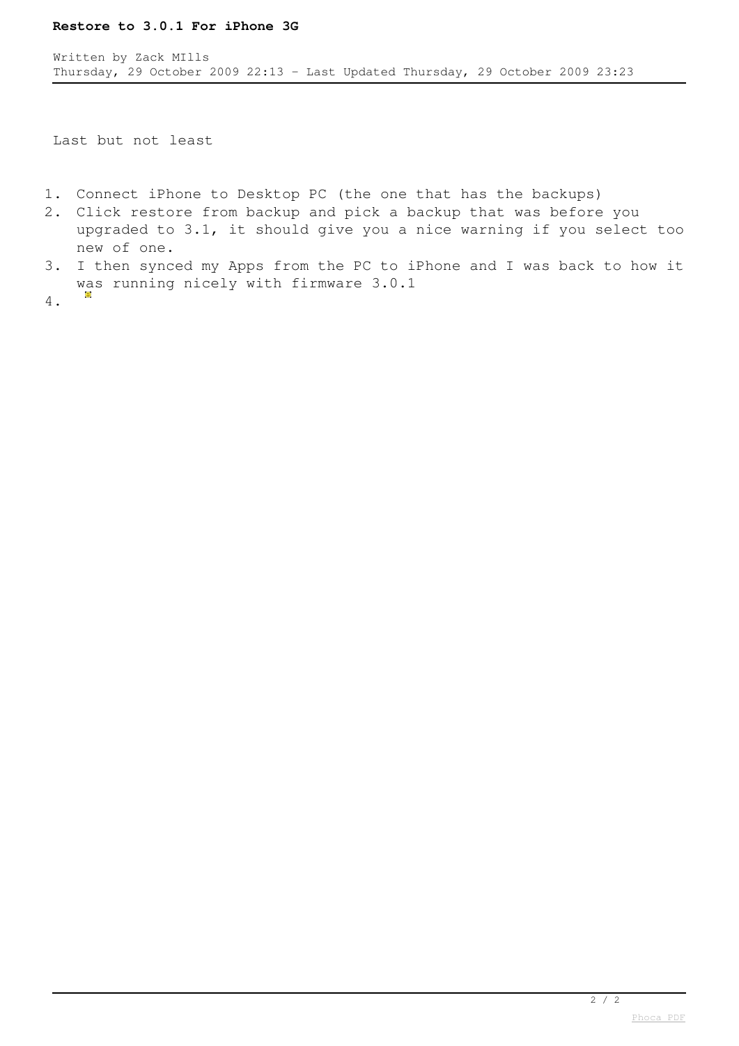Last but not least

1. Connect iPhone to Desktop PC (the one that has the backups)
2. Click restore from backup and pick a backup that was before you upgraded to 3.1, it should give you a nice warning if you select too new of one.
3. I then synced my Apps from the PC to iPhone and I was back to how it was running nicely with firmware 3.0.1
4.